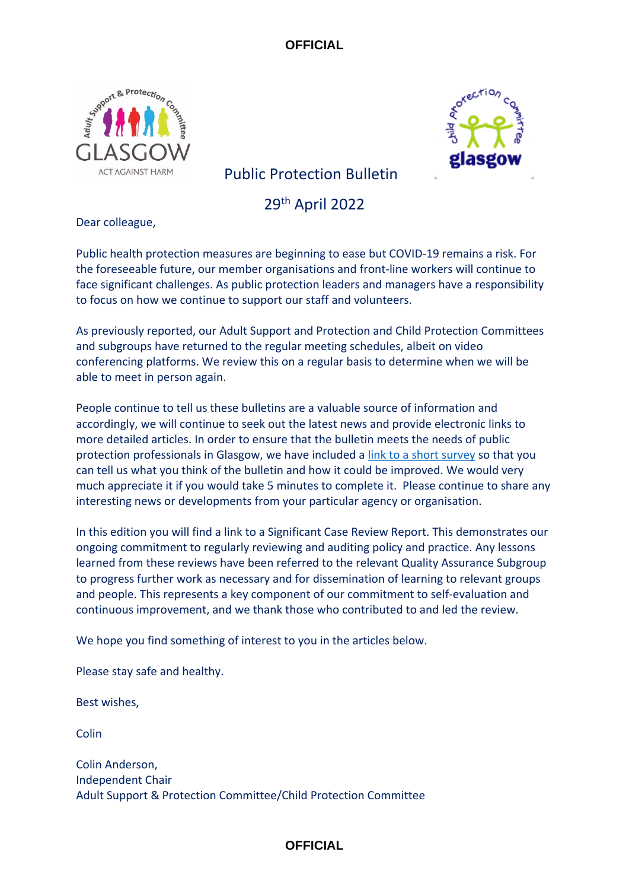OFFICIAL

# Public Protection Bulletin

## 29th April 2022

Dear colleague,

Public health protection measures are beginning to ease but COVID-19 remains a risk. For the foreseeable future, our member organisations and front-line workers will continue to face significant challenges. As public protection leaders and managers have a responsibility to focus on how we continue to support our staff and volunteers.

As previously reported, our Adult Support and Protection and Child Protection Committees and subgroups have returned to the regular meeting schedules, albeit on video conferencing platforms. We review this on a regular basis to determine when we will be able to meet in person again.

People continue to tell us these bulletins are a valuable source of information and accordingly, we will continue to seek out the latest news and provide electronic links to more detailed articles. In order to ensure that the bulletin meets the needs of public protection professionals in Glasgow, we have included a link to a short survey so that you can tell us what you think of the bulletin and how it could be improved. We would very much appreciate it if you would take 5 minutes to complete it. Please continue to share any interesting news or developments from your particular agency or organisation.

In this edition you will find a link to a Significant Case Review Report. This demonstrates our ongoing commitment to regularly reviewing and auditing policy and practice. Any lessons learned from these reviews have been referred to the relevant Quality Assurance Subgroup to progress further work as necessary and for dissemination of learning to relevant groups and people. This represents a key component of our commitment to self-evaluation and continuous improvement, and we thank those who contributed to and led the review.

We hope you find something of interest to you in the articles below.

Please stay safe and healthy.

Best wishes,

Colin

Colin Anderson,
Independent Chair
Adult Support & Protection Committee/Child Protection Committee

OFFICIAL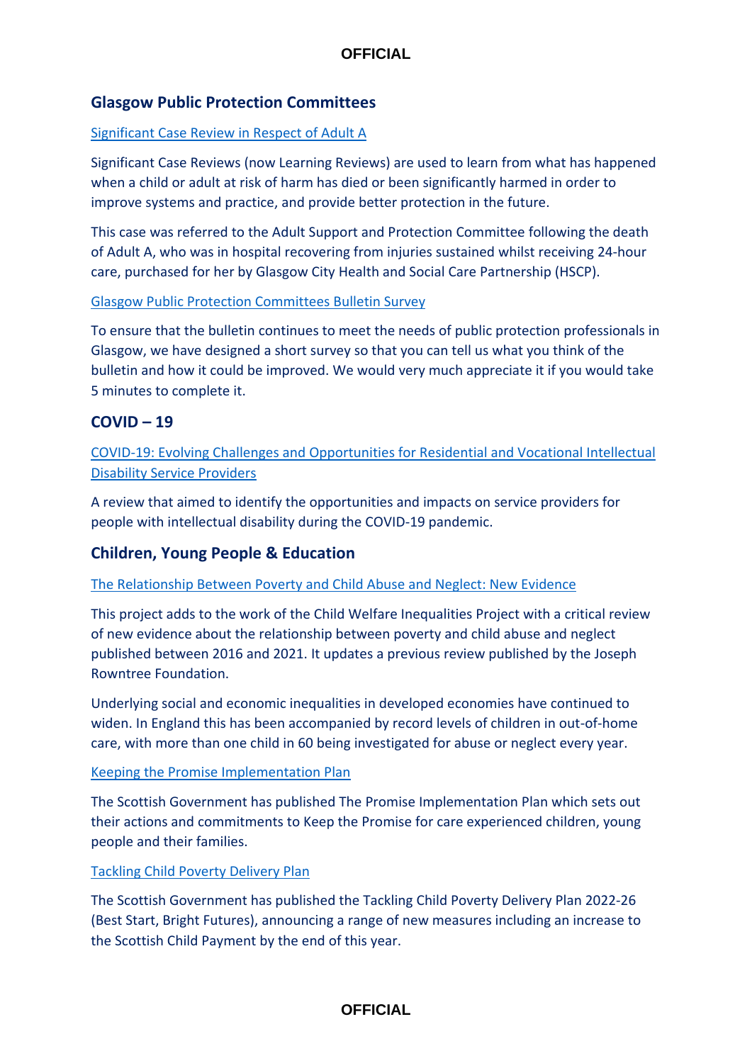## Glasgow Public Protection Committees

Significant Case Review in Respect of Adult A

Significant Case Reviews (now Learning Reviews) are used to learn from what has happened when a child or adult at risk of harm has died or been significantly harmed in order to improve systems and practice, and provide better protection in the future.

This case was referred to the Adult Support and Protection Committee following the death of Adult A, who was in hospital recovering from injuries sustained whilst receiving 24-hour care, purchased for her by Glasgow City Health and Social Care Partnership (HSCP).

Glasgow Public Protection Committees Bulletin Survey

To ensure that the bulletin continues to meet the needs of public protection professionals in Glasgow, we have designed a short survey so that you can tell us what you think of the bulletin and how it could be improved. We would very much appreciate it if you would take 5 minutes to complete it.

## COVID – 19

COVID-19: Evolving Challenges and Opportunities for Residential and Vocational Intellectual Disability Service Providers

A review that aimed to identify the opportunities and impacts on service providers for people with intellectual disability during the COVID-19 pandemic.

## Children, Young People & Education

The Relationship Between Poverty and Child Abuse and Neglect: New Evidence

This project adds to the work of the Child Welfare Inequalities Project with a critical review of new evidence about the relationship between poverty and child abuse and neglect published between 2016 and 2021. It updates a previous review published by the Joseph Rowntree Foundation.

Underlying social and economic inequalities in developed economies have continued to widen. In England this has been accompanied by record levels of children in out-of-home care, with more than one child in 60 being investigated for abuse or neglect every year.

Keeping the Promise Implementation Plan

The Scottish Government has published The Promise Implementation Plan which sets out their actions and commitments to Keep the Promise for care experienced children, young people and their families.

Tackling Child Poverty Delivery Plan

The Scottish Government has published the Tackling Child Poverty Delivery Plan 2022-26 (Best Start, Bright Futures), announcing a range of new measures including an increase to the Scottish Child Payment by the end of this year.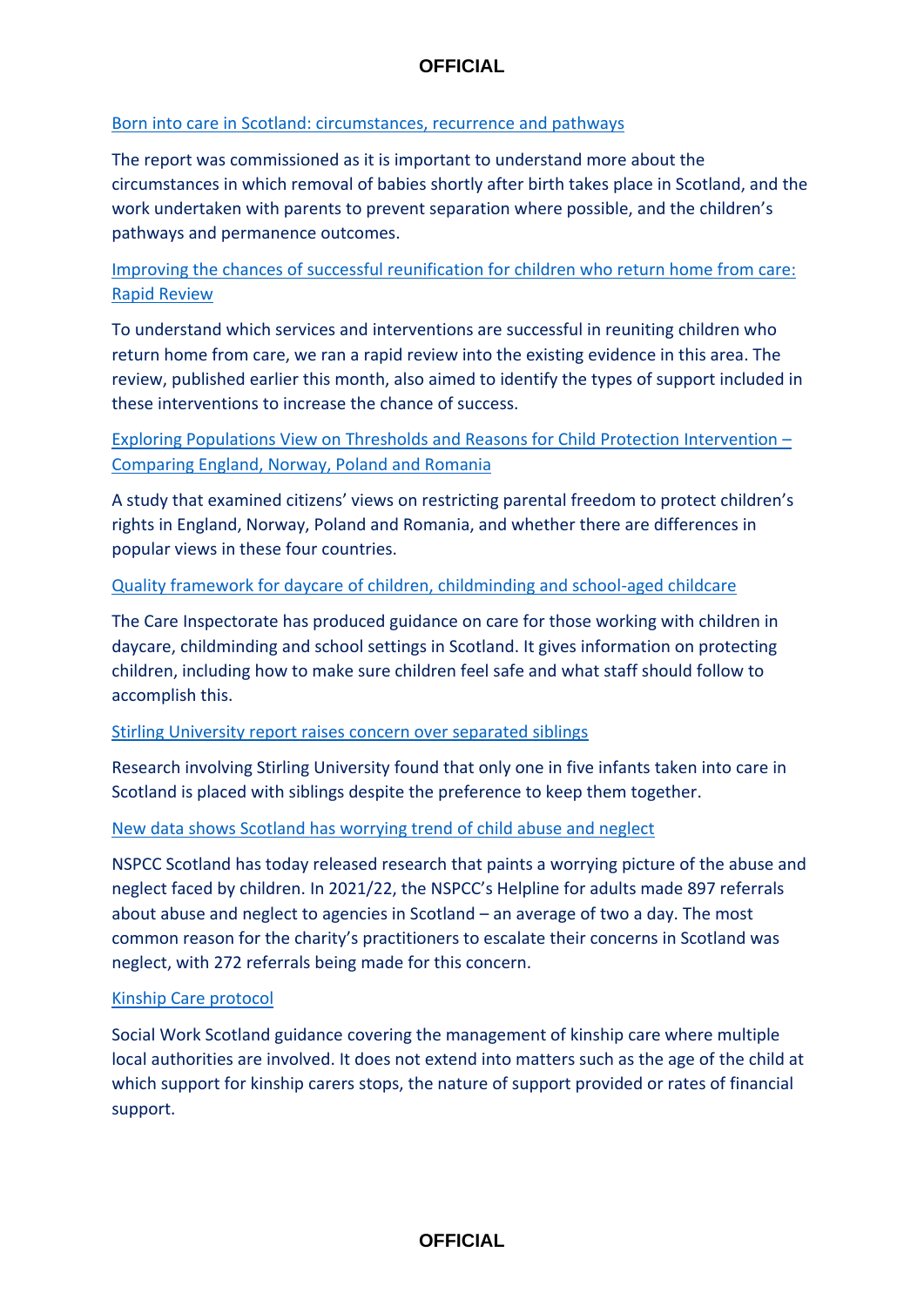[Born into care in Scotland: circumstances, recurrence and pathways]

The report was commissioned as it is important to understand more about the circumstances in which removal of babies shortly after birth takes place in Scotland, and the work undertaken with parents to prevent separation where possible, and the children's pathways and permanence outcomes.

[Improving the chances of successful reunification for children who return home from care: Rapid Review]

To understand which services and interventions are successful in reuniting children who return home from care, we ran a rapid review into the existing evidence in this area. The review, published earlier this month, also aimed to identify the types of support included in these interventions to increase the chance of success.

[Exploring Populations View on Thresholds and Reasons for Child Protection Intervention – Comparing England, Norway, Poland and Romania]

A study that examined citizens' views on restricting parental freedom to protect children's rights in England, Norway, Poland and Romania, and whether there are differences in popular views in these four countries.

[Quality framework for daycare of children, childminding and school-aged childcare]

The Care Inspectorate has produced guidance on care for those working with children in daycare, childminding and school settings in Scotland. It gives information on protecting children, including how to make sure children feel safe and what staff should follow to accomplish this.

[Stirling University report raises concern over separated siblings]

Research involving Stirling University found that only one in five infants taken into care in Scotland is placed with siblings despite the preference to keep them together.

[New data shows Scotland has worrying trend of child abuse and neglect]

NSPCC Scotland has today released research that paints a worrying picture of the abuse and neglect faced by children. In 2021/22, the NSPCC's Helpline for adults made 897 referrals about abuse and neglect to agencies in Scotland – an average of two a day. The most common reason for the charity's practitioners to escalate their concerns in Scotland was neglect, with 272 referrals being made for this concern.

[Kinship Care protocol]

Social Work Scotland guidance covering the management of kinship care where multiple local authorities are involved. It does not extend into matters such as the age of the child at which support for kinship carers stops, the nature of support provided or rates of financial support.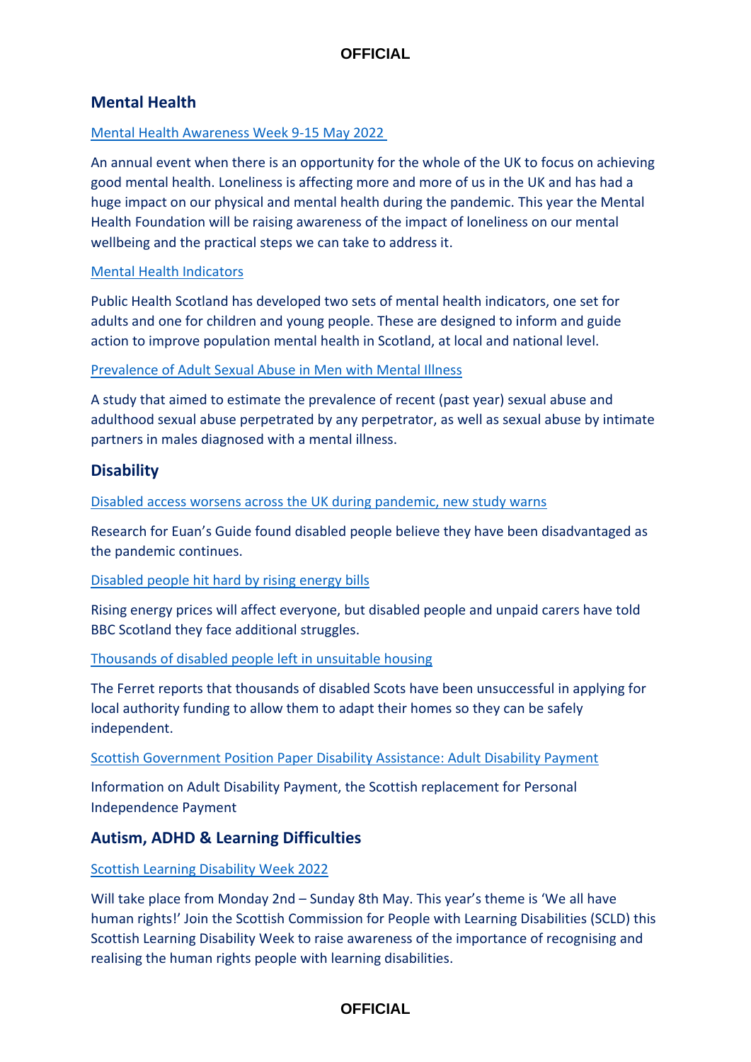## Mental Health

Mental Health Awareness Week 9-15 May 2022

An annual event when there is an opportunity for the whole of the UK to focus on achieving good mental health. Loneliness is affecting more and more of us in the UK and has had a huge impact on our physical and mental health during the pandemic. This year the Mental Health Foundation will be raising awareness of the impact of loneliness on our mental wellbeing and the practical steps we can take to address it.

Mental Health Indicators

Public Health Scotland has developed two sets of mental health indicators, one set for adults and one for children and young people. These are designed to inform and guide action to improve population mental health in Scotland, at local and national level.

Prevalence of Adult Sexual Abuse in Men with Mental Illness

A study that aimed to estimate the prevalence of recent (past year) sexual abuse and adulthood sexual abuse perpetrated by any perpetrator, as well as sexual abuse by intimate partners in males diagnosed with a mental illness.

## Disability

Disabled access worsens across the UK during pandemic, new study warns

Research for Euan's Guide found disabled people believe they have been disadvantaged as the pandemic continues.

Disabled people hit hard by rising energy bills

Rising energy prices will affect everyone, but disabled people and unpaid carers have told BBC Scotland they face additional struggles.

Thousands of disabled people left in unsuitable housing

The Ferret reports that thousands of disabled Scots have been unsuccessful in applying for local authority funding to allow them to adapt their homes so they can be safely independent.

Scottish Government Position Paper Disability Assistance: Adult Disability Payment

Information on Adult Disability Payment, the Scottish replacement for Personal Independence Payment

## Autism, ADHD & Learning Difficulties

Scottish Learning Disability Week 2022

Will take place from Monday 2nd – Sunday 8th May. This year's theme is 'We all have human rights!' Join the Scottish Commission for People with Learning Disabilities (SCLD) this Scottish Learning Disability Week to raise awareness of the importance of recognising and realising the human rights people with learning disabilities.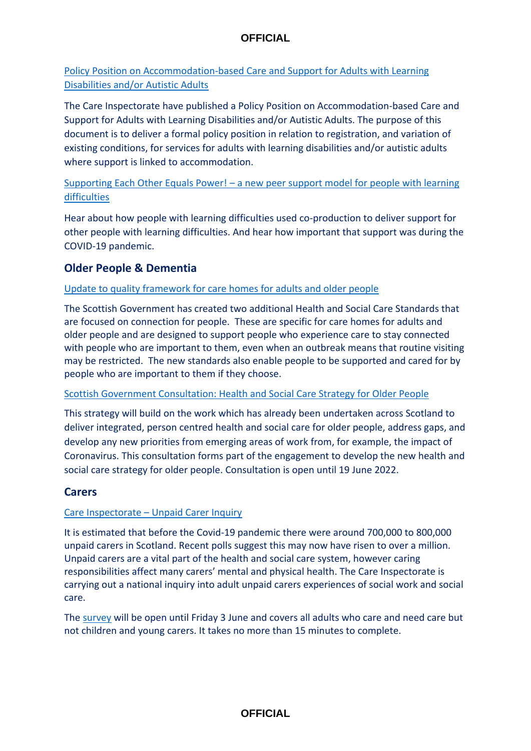Policy Position on Accommodation-based Care and Support for Adults with Learning Disabilities and/or Autistic Adults

The Care Inspectorate have published a Policy Position on Accommodation-based Care and Support for Adults with Learning Disabilities and/or Autistic Adults. The purpose of this document is to deliver a formal policy position in relation to registration, and variation of existing conditions, for services for adults with learning disabilities and/or autistic adults where support is linked to accommodation.

Supporting Each Other Equals Power! – a new peer support model for people with learning difficulties

Hear about how people with learning difficulties used co-production to deliver support for other people with learning difficulties. And hear how important that support was during the COVID-19 pandemic.

## Older People & Dementia

Update to quality framework for care homes for adults and older people

The Scottish Government has created two additional Health and Social Care Standards that are focused on connection for people. These are specific for care homes for adults and older people and are designed to support people who experience care to stay connected with people who are important to them, even when an outbreak means that routine visiting may be restricted. The new standards also enable people to be supported and cared for by people who are important to them if they choose.

Scottish Government Consultation: Health and Social Care Strategy for Older People

This strategy will build on the work which has already been undertaken across Scotland to deliver integrated, person centred health and social care for older people, address gaps, and develop any new priorities from emerging areas of work from, for example, the impact of Coronavirus. This consultation forms part of the engagement to develop the new health and social care strategy for older people. Consultation is open until 19 June 2022.

## Carers

Care Inspectorate – Unpaid Carer Inquiry

It is estimated that before the Covid-19 pandemic there were around 700,000 to 800,000 unpaid carers in Scotland. Recent polls suggest this may now have risen to over a million. Unpaid carers are a vital part of the health and social care system, however caring responsibilities affect many carers' mental and physical health. The Care Inspectorate is carrying out a national inquiry into adult unpaid carers experiences of social work and social care.

The survey will be open until Friday 3 June and covers all adults who care and need care but not children and young carers. It takes no more than 15 minutes to complete.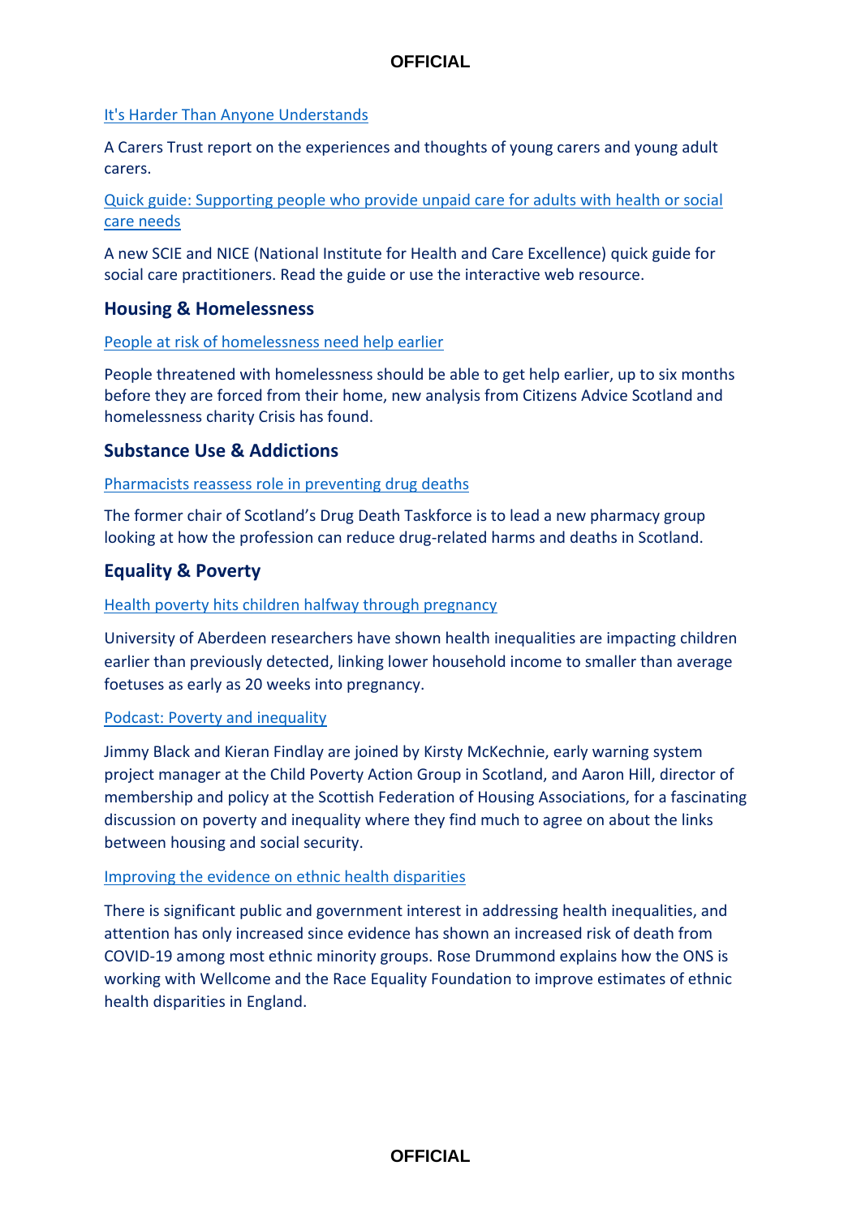It's Harder Than Anyone Understands

A Carers Trust report on the experiences and thoughts of young carers and young adult carers.

Quick guide: Supporting people who provide unpaid care for adults with health or social care needs

A new SCIE and NICE (National Institute for Health and Care Excellence) quick guide for social care practitioners. Read the guide or use the interactive web resource.

## Housing & Homelessness

People at risk of homelessness need help earlier

People threatened with homelessness should be able to get help earlier, up to six months before they are forced from their home, new analysis from Citizens Advice Scotland and homelessness charity Crisis has found.

## Substance Use & Addictions

Pharmacists reassess role in preventing drug deaths

The former chair of Scotland's Drug Death Taskforce is to lead a new pharmacy group looking at how the profession can reduce drug-related harms and deaths in Scotland.

## Equality & Poverty

Health poverty hits children halfway through pregnancy

University of Aberdeen researchers have shown health inequalities are impacting children earlier than previously detected, linking lower household income to smaller than average foetuses as early as 20 weeks into pregnancy.

Podcast: Poverty and inequality

Jimmy Black and Kieran Findlay are joined by Kirsty McKechnie, early warning system project manager at the Child Poverty Action Group in Scotland, and Aaron Hill, director of membership and policy at the Scottish Federation of Housing Associations, for a fascinating discussion on poverty and inequality where they find much to agree on about the links between housing and social security.

Improving the evidence on ethnic health disparities

There is significant public and government interest in addressing health inequalities, and attention has only increased since evidence has shown an increased risk of death from COVID-19 among most ethnic minority groups. Rose Drummond explains how the ONS is working with Wellcome and the Race Equality Foundation to improve estimates of ethnic health disparities in England.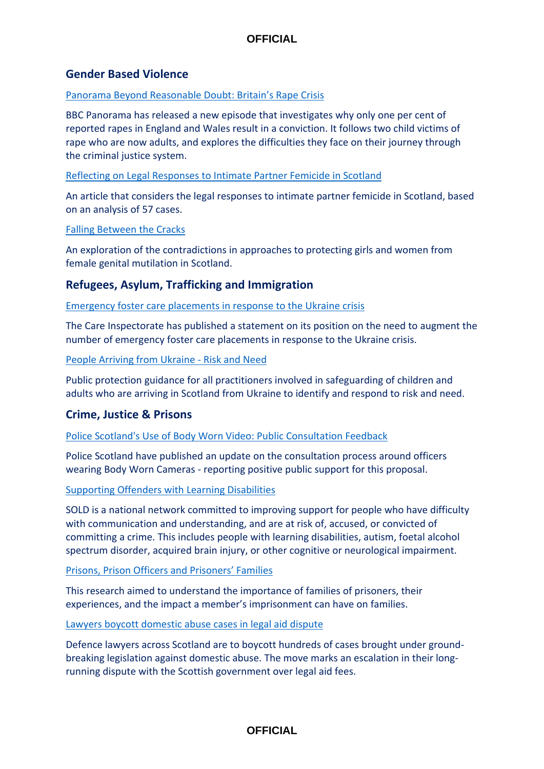## Gender Based Violence

[Panorama Beyond Reasonable Doubt: Britain's Rape Crisis]

BBC Panorama has released a new episode that investigates why only one per cent of reported rapes in England and Wales result in a conviction. It follows two child victims of rape who are now adults, and explores the difficulties they face on their journey through the criminal justice system.

[Reflecting on Legal Responses to Intimate Partner Femicide in Scotland]

An article that considers the legal responses to intimate partner femicide in Scotland, based on an analysis of 57 cases.

[Falling Between the Cracks]

An exploration of the contradictions in approaches to protecting girls and women from female genital mutilation in Scotland.

## Refugees, Asylum, Trafficking and Immigration

[Emergency foster care placements in response to the Ukraine crisis]

The Care Inspectorate has published a statement on its position on the need to augment the number of emergency foster care placements in response to the Ukraine crisis.

[People Arriving from Ukraine - Risk and Need]

Public protection guidance for all practitioners involved in safeguarding of children and adults who are arriving in Scotland from Ukraine to identify and respond to risk and need.

## Crime, Justice & Prisons

[Police Scotland's Use of Body Worn Video: Public Consultation Feedback]

Police Scotland have published an update on the consultation process around officers wearing Body Worn Cameras - reporting positive public support for this proposal.

[Supporting Offenders with Learning Disabilities]

SOLD is a national network committed to improving support for people who have difficulty with communication and understanding, and are at risk of, accused, or convicted of committing a crime. This includes people with learning disabilities, autism, foetal alcohol spectrum disorder, acquired brain injury, or other cognitive or neurological impairment.

[Prisons, Prison Officers and Prisoners' Families]

This research aimed to understand the importance of families of prisoners, their experiences, and the impact a member's imprisonment can have on families.

[Lawyers boycott domestic abuse cases in legal aid dispute]

Defence lawyers across Scotland are to boycott hundreds of cases brought under ground-breaking legislation against domestic abuse. The move marks an escalation in their long-running dispute with the Scottish government over legal aid fees.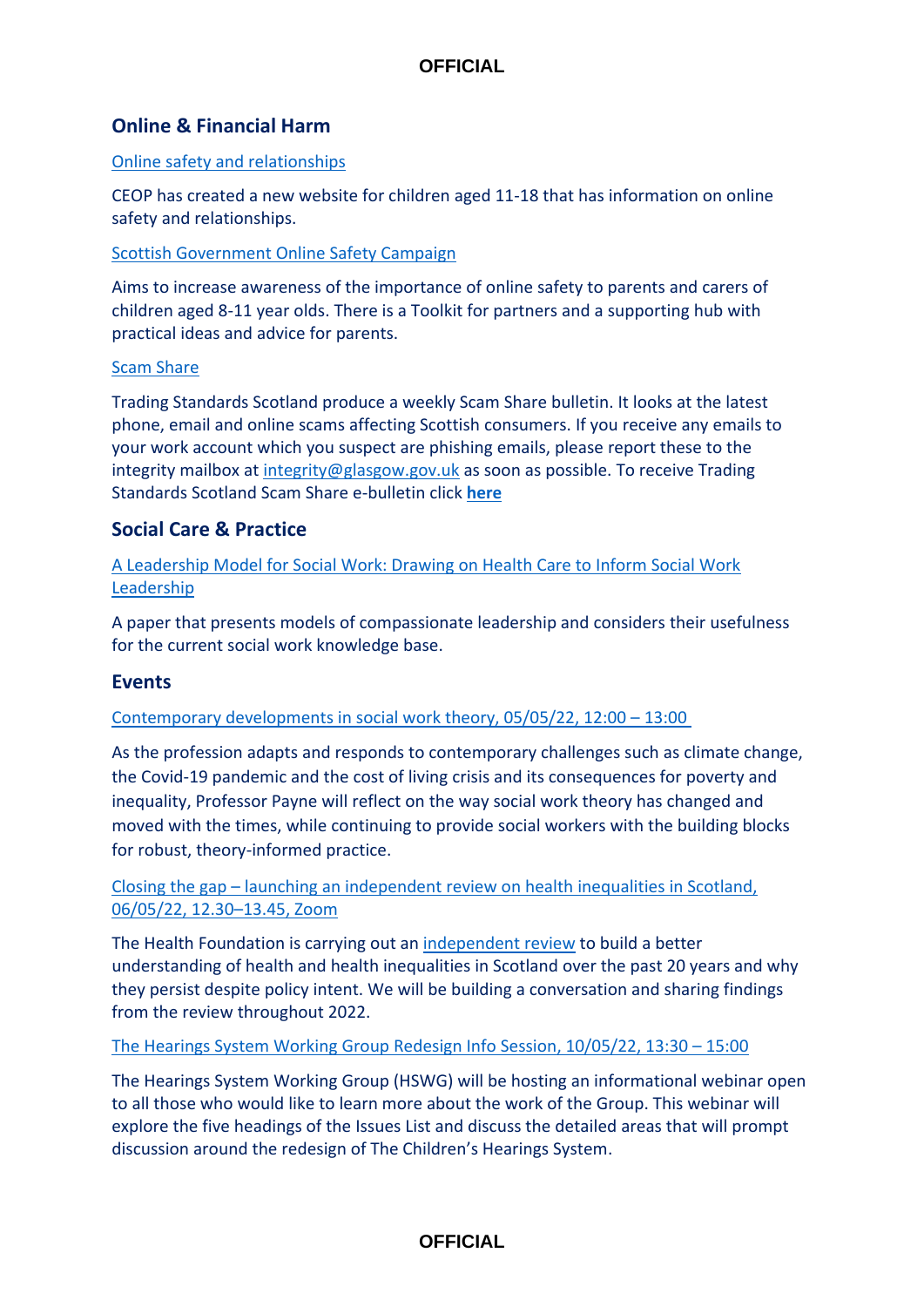## Online & Financial Harm

Online safety and relationships

CEOP has created a new website for children aged 11-18 that has information on online safety and relationships.

Scottish Government Online Safety Campaign

Aims to increase awareness of the importance of online safety to parents and carers of children aged 8-11 year olds. There is a Toolkit for partners and a supporting hub with practical ideas and advice for parents.

Scam Share

Trading Standards Scotland produce a weekly Scam Share bulletin. It looks at the latest phone, email and online scams affecting Scottish consumers. If you receive any emails to your work account which you suspect are phishing emails, please report these to the integrity mailbox at integrity@glasgow.gov.uk as soon as possible. To receive Trading Standards Scotland Scam Share e-bulletin click **here**

## Social Care & Practice

A Leadership Model for Social Work: Drawing on Health Care to Inform Social Work Leadership

A paper that presents models of compassionate leadership and considers their usefulness for the current social work knowledge base.

## Events

Contemporary developments in social work theory, 05/05/22, 12:00 – 13:00

As the profession adapts and responds to contemporary challenges such as climate change, the Covid-19 pandemic and the cost of living crisis and its consequences for poverty and inequality, Professor Payne will reflect on the way social work theory has changed and moved with the times, while continuing to provide social workers with the building blocks for robust, theory-informed practice.

Closing the gap – launching an independent review on health inequalities in Scotland, 06/05/22, 12.30–13.45, Zoom

The Health Foundation is carrying out an independent review to build a better understanding of health and health inequalities in Scotland over the past 20 years and why they persist despite policy intent. We will be building a conversation and sharing findings from the review throughout 2022.

The Hearings System Working Group Redesign Info Session, 10/05/22, 13:30 – 15:00

The Hearings System Working Group (HSWG) will be hosting an informational webinar open to all those who would like to learn more about the work of the Group. This webinar will explore the five headings of the Issues List and discuss the detailed areas that will prompt discussion around the redesign of The Children's Hearings System.